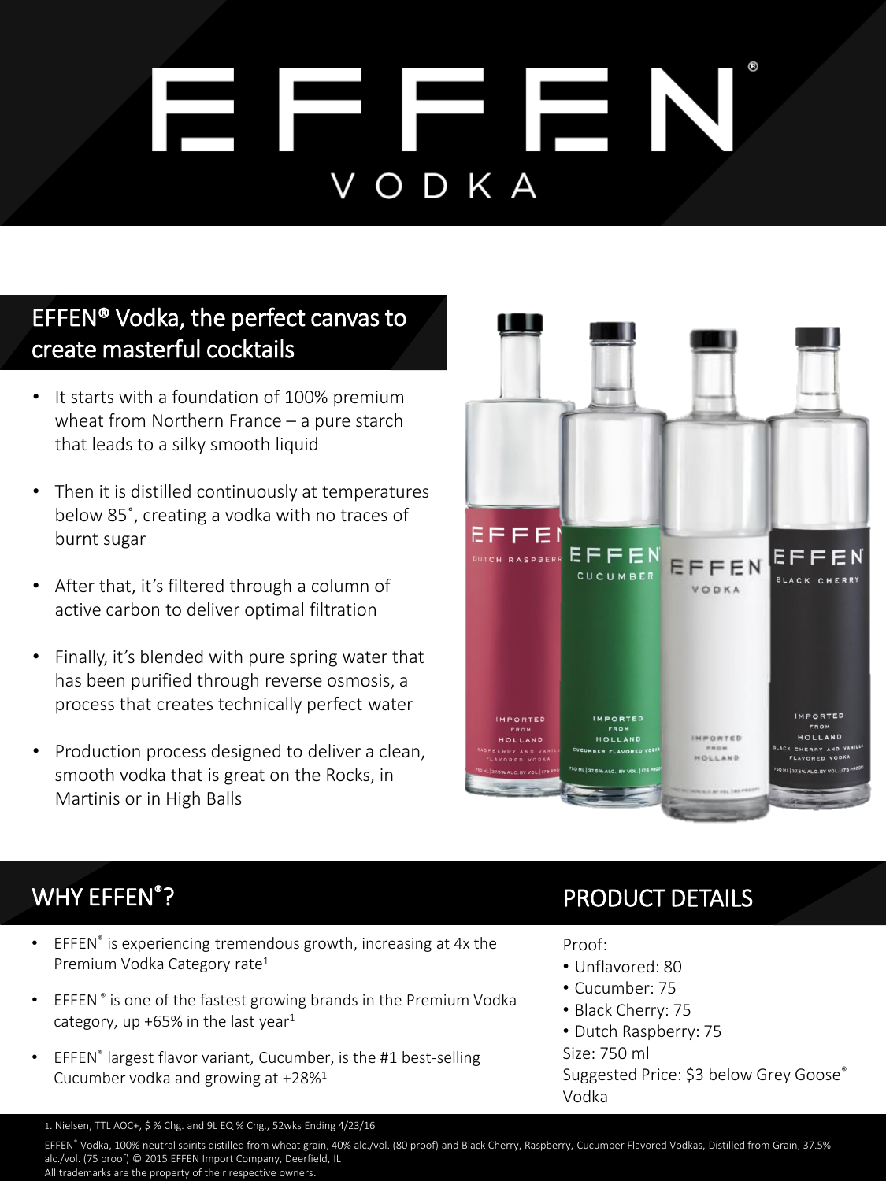# EFFEN® VODKA

## EFFEN® Vodka, the perfect canvas to create masterful cocktails

- It starts with a foundation of 100% premium wheat from Northern France – a pure starch that leads to a silky smooth liquid
- Then it is distilled continuously at temperatures below 85˚, creating a vodka with no traces of burnt sugar
- After that, it's filtered through a column of active carbon to deliver optimal filtration
- Finally, it's blended with pure spring water that has been purified through reverse osmosis, a process that creates technically perfect water
- Production process designed to deliver a clean, smooth vodka that is great on the Rocks, in Martinis or in High Balls

## WHY EFFEN®?

- EFFEN® is experiencing tremendous growth, increasing at 4x the Premium Vodka Category rate[1]
- EFFEN® is one of the fastest growing brands in the Premium Vodka category, up +65% in the last year[1]
- EFFEN® largest flavor variant, Cucumber, is the #1 best-selling Cucumber vodka and growing at +28%[1]

## PRODUCT DETAILS

Proof:
- Unflavored: 80
- Cucumber: 75
- Black Cherry: 75
- Dutch Raspberry: 75

Size: 750 ml

Suggested Price: $3 below Grey Goose® Vodka

1. Nielsen, TTL AOC+, $ % Chg. and 9L EQ % Chg., 52wks Ending 4/23/16

EFFEN® Vodka, 100% neutral spirits distilled from wheat grain, 40% alc./vol. (80 proof) and Black Cherry, Raspberry, Cucumber Flavored Vodkas, Distilled from Grain, 37.5% alc./vol. (75 proof) © 2015 EFFEN Import Company, Deerfield, IL
All trademarks are the property of their respective owners.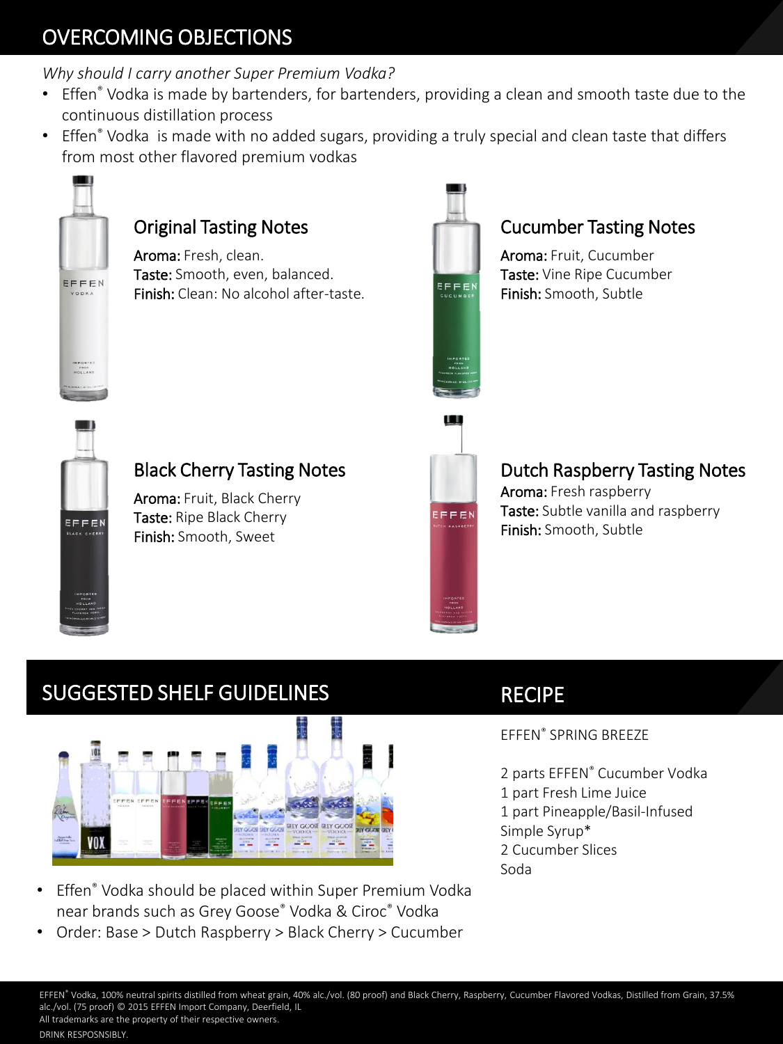## OVERCOMING OBJECTIONS

*Why should I carry another Super Premium Vodka?*

- Effen® Vodka is made by bartenders, for bartenders, providing a clean and smooth taste due to the continuous distillation process
- Effen® Vodka is made with no added sugars, providing a truly special and clean taste that differs from most other flavored premium vodkas

### Original Tasting Notes

**Aroma:** Fresh, clean.
**Taste:** Smooth, even, balanced.
**Finish:** Clean: No alcohol after-taste.

### Cucumber Tasting Notes

**Aroma:** Fruit, Cucumber
**Taste:** Vine Ripe Cucumber
**Finish:** Smooth, Subtle

### Black Cherry Tasting Notes

**Aroma:** Fruit, Black Cherry
**Taste:** Ripe Black Cherry
**Finish:** Smooth, Sweet

### Dutch Raspberry Tasting Notes

**Aroma:** Fresh raspberry
**Taste:** Subtle vanilla and raspberry
**Finish:** Smooth, Subtle

## SUGGESTED SHELF GUIDELINES

- Effen® Vodka should be placed within Super Premium Vodka near brands such as Grey Goose® Vodka & Ciroc® Vodka
- Order: Base > Dutch Raspberry > Black Cherry > Cucumber

## RECIPE

EFFEN® SPRING BREEZE

2 parts EFFEN® Cucumber Vodka
1 part Fresh Lime Juice
1 part Pineapple/Basil-Infused Simple Syrup*
2 Cucumber Slices
Soda

EFFEN® Vodka, 100% neutral spirits distilled from wheat grain, 40% alc./vol. (80 proof) and Black Cherry, Raspberry, Cucumber Flavored Vodkas, Distilled from Grain, 37.5% alc./vol. (75 proof) © 2015 EFFEN Import Company, Deerfield, IL
All trademarks are the property of their respective owners.
DRINK RESPOSNSIBLY.